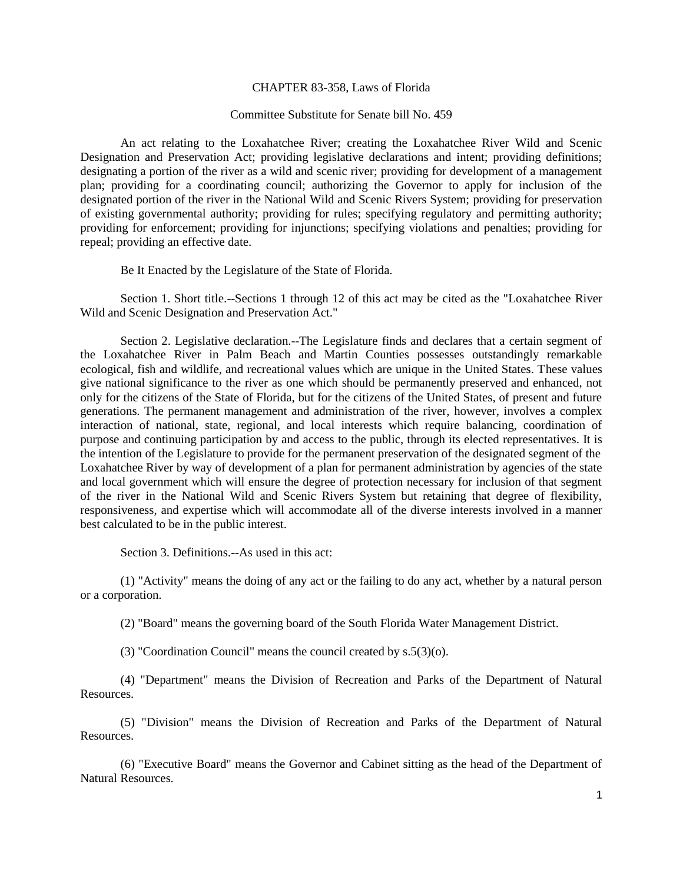CHAPTER 83-358, Laws of Florida

Committee Substitute for Senate bill No. 459

An act relating to the Loxahatchee River; creating the Loxahatchee River Wild and Scenic Designation and Preservation Act; providing legislative declarations and intent; providing definitions; designating a portion of the river as a wild and scenic river; providing for development of a management plan; providing for a coordinating council; authorizing the Governor to apply for inclusion of the designated portion of the river in the National Wild and Scenic Rivers System; providing for preservation of existing governmental authority; providing for rules; specifying regulatory and permitting authority; providing for enforcement; providing for injunctions; specifying violations and penalties; providing for repeal; providing an effective date.

Be It Enacted by the Legislature of the State of Florida.

Section 1. Short title.--Sections 1 through 12 of this act may be cited as the "Loxahatchee River Wild and Scenic Designation and Preservation Act."

Section 2. Legislative declaration.--The Legislature finds and declares that a certain segment of the Loxahatchee River in Palm Beach and Martin Counties possesses outstandingly remarkable ecological, fish and wildlife, and recreational values which are unique in the United States. These values give national significance to the river as one which should be permanently preserved and enhanced, not only for the citizens of the State of Florida, but for the citizens of the United States, of present and future generations. The permanent management and administration of the river, however, involves a complex interaction of national, state, regional, and local interests which require balancing, coordination of purpose and continuing participation by and access to the public, through its elected representatives. It is the intention of the Legislature to provide for the permanent preservation of the designated segment of the Loxahatchee River by way of development of a plan for permanent administration by agencies of the state and local government which will ensure the degree of protection necessary for inclusion of that segment of the river in the National Wild and Scenic Rivers System but retaining that degree of flexibility, responsiveness, and expertise which will accommodate all of the diverse interests involved in a manner best calculated to be in the public interest.

Section 3. Definitions.--As used in this act:

(1) "Activity" means the doing of any act or the failing to do any act, whether by a natural person or a corporation.

(2) "Board" means the governing board of the South Florida Water Management District.

(3) "Coordination Council" means the council created by s.5(3)(o).

(4) "Department" means the Division of Recreation and Parks of the Department of Natural Resources.

(5) "Division" means the Division of Recreation and Parks of the Department of Natural Resources.

(6) "Executive Board" means the Governor and Cabinet sitting as the head of the Department of Natural Resources.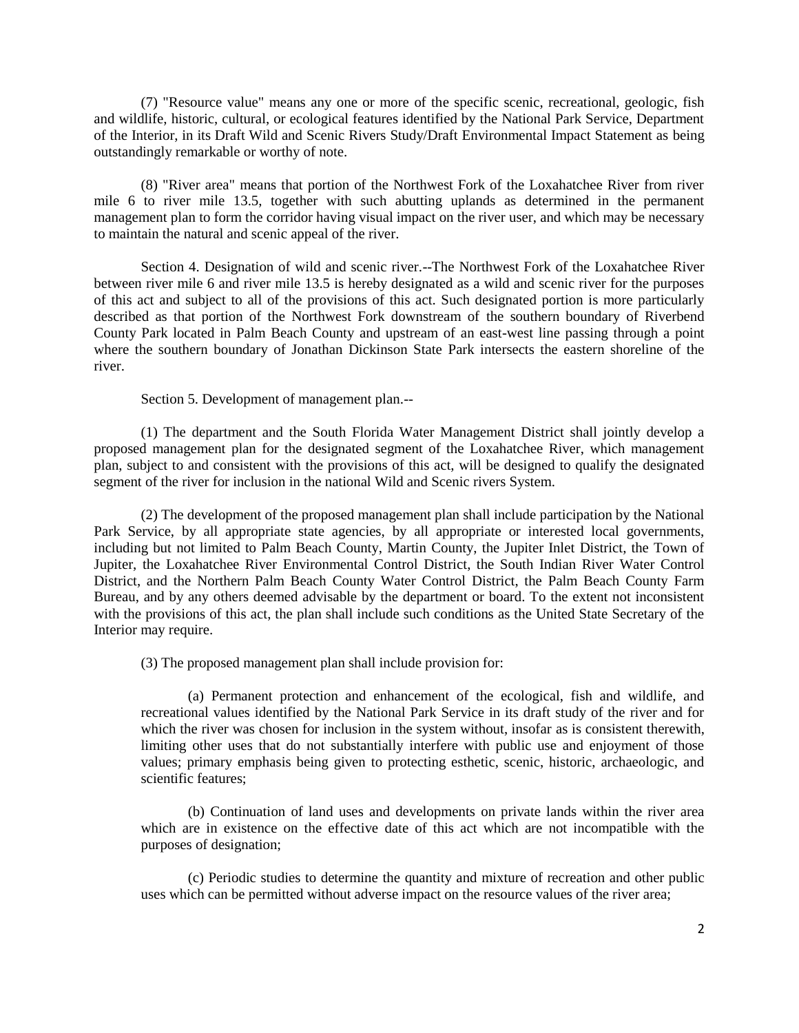(7) "Resource value" means any one or more of the specific scenic, recreational, geologic, fish and wildlife, historic, cultural, or ecological features identified by the National Park Service, Department of the Interior, in its Draft Wild and Scenic Rivers Study/Draft Environmental Impact Statement as being outstandingly remarkable or worthy of note.

(8) "River area" means that portion of the Northwest Fork of the Loxahatchee River from river mile 6 to river mile 13.5, together with such abutting uplands as determined in the permanent management plan to form the corridor having visual impact on the river user, and which may be necessary to maintain the natural and scenic appeal of the river.

Section 4. Designation of wild and scenic river.--The Northwest Fork of the Loxahatchee River between river mile 6 and river mile 13.5 is hereby designated as a wild and scenic river for the purposes of this act and subject to all of the provisions of this act. Such designated portion is more particularly described as that portion of the Northwest Fork downstream of the southern boundary of Riverbend County Park located in Palm Beach County and upstream of an east-west line passing through a point where the southern boundary of Jonathan Dickinson State Park intersects the eastern shoreline of the river.

Section 5. Development of management plan.--

(1) The department and the South Florida Water Management District shall jointly develop a proposed management plan for the designated segment of the Loxahatchee River, which management plan, subject to and consistent with the provisions of this act, will be designed to qualify the designated segment of the river for inclusion in the national Wild and Scenic rivers System.

(2) The development of the proposed management plan shall include participation by the National Park Service, by all appropriate state agencies, by all appropriate or interested local governments, including but not limited to Palm Beach County, Martin County, the Jupiter Inlet District, the Town of Jupiter, the Loxahatchee River Environmental Control District, the South Indian River Water Control District, and the Northern Palm Beach County Water Control District, the Palm Beach County Farm Bureau, and by any others deemed advisable by the department or board. To the extent not inconsistent with the provisions of this act, the plan shall include such conditions as the United State Secretary of the Interior may require.

(3) The proposed management plan shall include provision for:

(a) Permanent protection and enhancement of the ecological, fish and wildlife, and recreational values identified by the National Park Service in its draft study of the river and for which the river was chosen for inclusion in the system without, insofar as is consistent therewith, limiting other uses that do not substantially interfere with public use and enjoyment of those values; primary emphasis being given to protecting esthetic, scenic, historic, archaeologic, and scientific features;

(b) Continuation of land uses and developments on private lands within the river area which are in existence on the effective date of this act which are not incompatible with the purposes of designation;

(c) Periodic studies to determine the quantity and mixture of recreation and other public uses which can be permitted without adverse impact on the resource values of the river area;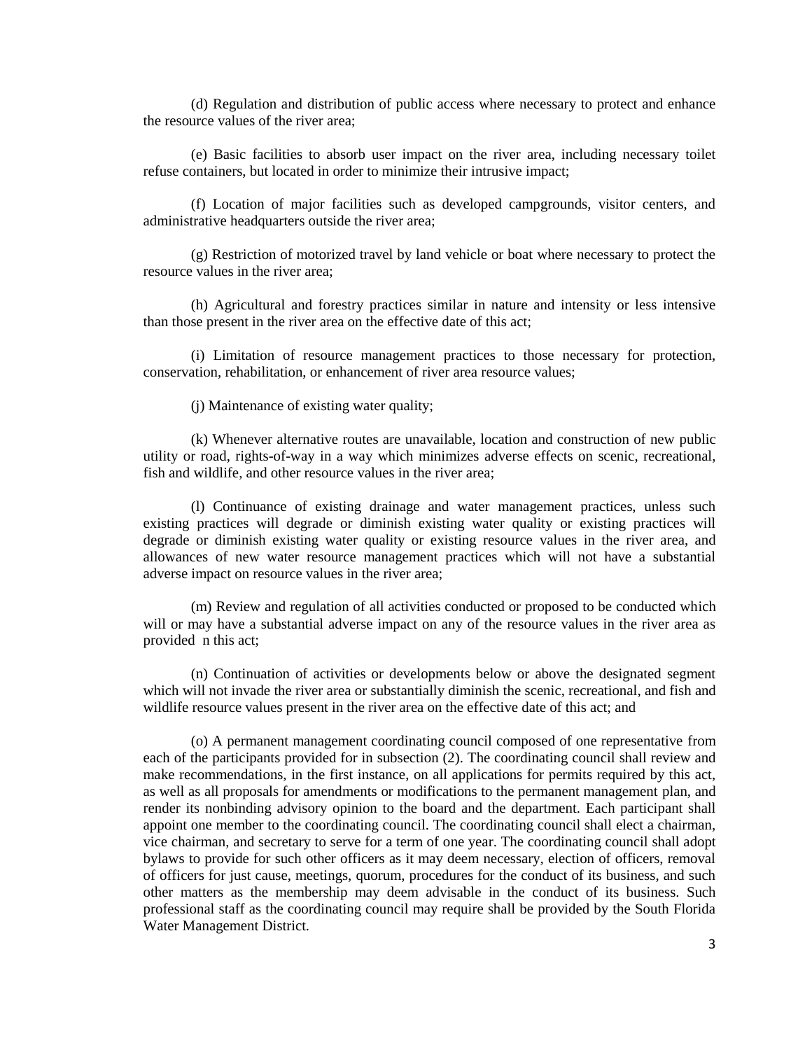(d) Regulation and distribution of public access where necessary to protect and enhance the resource values of the river area;

(e) Basic facilities to absorb user impact on the river area, including necessary toilet refuse containers, but located in order to minimize their intrusive impact;

(f) Location of major facilities such as developed campgrounds, visitor centers, and administrative headquarters outside the river area;

(g) Restriction of motorized travel by land vehicle or boat where necessary to protect the resource values in the river area;

(h) Agricultural and forestry practices similar in nature and intensity or less intensive than those present in the river area on the effective date of this act;

(i) Limitation of resource management practices to those necessary for protection, conservation, rehabilitation, or enhancement of river area resource values;

(j) Maintenance of existing water quality;

(k) Whenever alternative routes are unavailable, location and construction of new public utility or road, rights-of-way in a way which minimizes adverse effects on scenic, recreational, fish and wildlife, and other resource values in the river area;

(l) Continuance of existing drainage and water management practices, unless such existing practices will degrade or diminish existing water quality or existing practices will degrade or diminish existing water quality or existing resource values in the river area, and allowances of new water resource management practices which will not have a substantial adverse impact on resource values in the river area;

(m) Review and regulation of all activities conducted or proposed to be conducted which will or may have a substantial adverse impact on any of the resource values in the river area as provided n this act;

(n) Continuation of activities or developments below or above the designated segment which will not invade the river area or substantially diminish the scenic, recreational, and fish and wildlife resource values present in the river area on the effective date of this act; and

(o) A permanent management coordinating council composed of one representative from each of the participants provided for in subsection (2). The coordinating council shall review and make recommendations, in the first instance, on all applications for permits required by this act, as well as all proposals for amendments or modifications to the permanent management plan, and render its nonbinding advisory opinion to the board and the department. Each participant shall appoint one member to the coordinating council. The coordinating council shall elect a chairman, vice chairman, and secretary to serve for a term of one year. The coordinating council shall adopt bylaws to provide for such other officers as it may deem necessary, election of officers, removal of officers for just cause, meetings, quorum, procedures for the conduct of its business, and such other matters as the membership may deem advisable in the conduct of its business. Such professional staff as the coordinating council may require shall be provided by the South Florida Water Management District.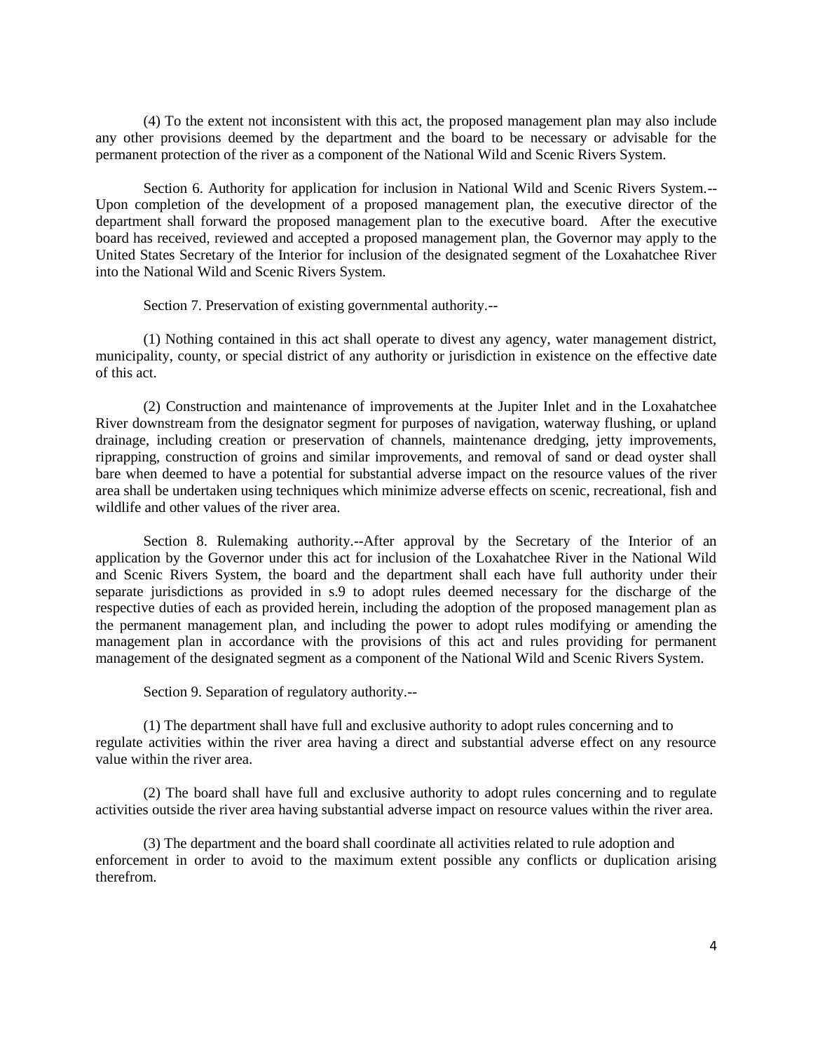(4) To the extent not inconsistent with this act, the proposed management plan may also include any other provisions deemed by the department and the board to be necessary or advisable for the permanent protection of the river as a component of the National Wild and Scenic Rivers System.

Section 6. Authority for application for inclusion in National Wild and Scenic Rivers System.-- Upon completion of the development of a proposed management plan, the executive director of the department shall forward the proposed management plan to the executive board. After the executive board has received, reviewed and accepted a proposed management plan, the Governor may apply to the United States Secretary of the Interior for inclusion of the designated segment of the Loxahatchee River into the National Wild and Scenic Rivers System.

Section 7. Preservation of existing governmental authority.--

(1) Nothing contained in this act shall operate to divest any agency, water management district, municipality, county, or special district of any authority or jurisdiction in existence on the effective date of this act.

(2) Construction and maintenance of improvements at the Jupiter Inlet and in the Loxahatchee River downstream from the designator segment for purposes of navigation, waterway flushing, or upland drainage, including creation or preservation of channels, maintenance dredging, jetty improvements, riprapping, construction of groins and similar improvements, and removal of sand or dead oyster shall bare when deemed to have a potential for substantial adverse impact on the resource values of the river area shall be undertaken using techniques which minimize adverse effects on scenic, recreational, fish and wildlife and other values of the river area.

Section 8. Rulemaking authority.--After approval by the Secretary of the Interior of an application by the Governor under this act for inclusion of the Loxahatchee River in the National Wild and Scenic Rivers System, the board and the department shall each have full authority under their separate jurisdictions as provided in s.9 to adopt rules deemed necessary for the discharge of the respective duties of each as provided herein, including the adoption of the proposed management plan as the permanent management plan, and including the power to adopt rules modifying or amending the management plan in accordance with the provisions of this act and rules providing for permanent management of the designated segment as a component of the National Wild and Scenic Rivers System.

Section 9. Separation of regulatory authority.--

(1) The department shall have full and exclusive authority to adopt rules concerning and to regulate activities within the river area having a direct and substantial adverse effect on any resource value within the river area.

(2) The board shall have full and exclusive authority to adopt rules concerning and to regulate activities outside the river area having substantial adverse impact on resource values within the river area.

(3) The department and the board shall coordinate all activities related to rule adoption and enforcement in order to avoid to the maximum extent possible any conflicts or duplication arising therefrom.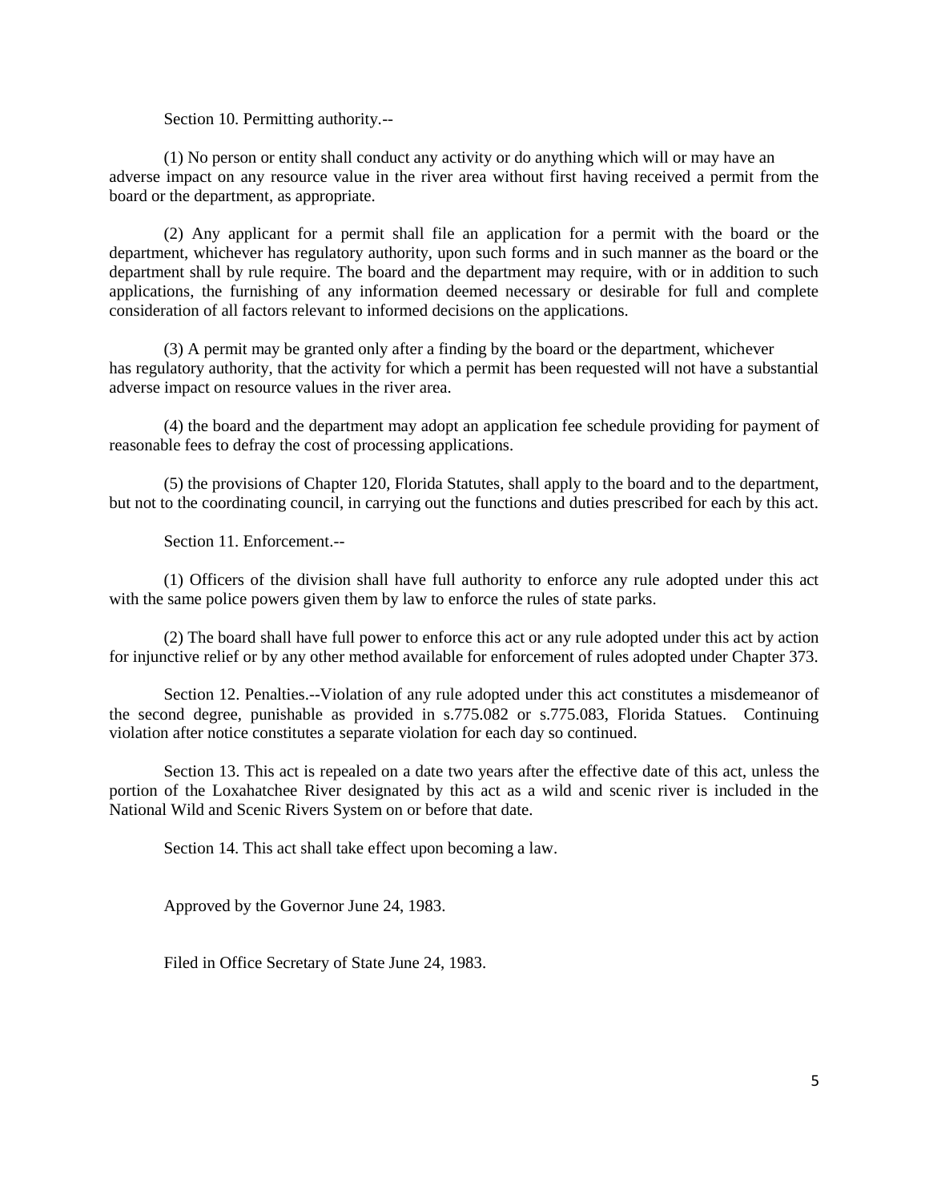Section 10. Permitting authority.--

(1) No person or entity shall conduct any activity or do anything which will or may have an adverse impact on any resource value in the river area without first having received a permit from the board or the department, as appropriate.

(2) Any applicant for a permit shall file an application for a permit with the board or the department, whichever has regulatory authority, upon such forms and in such manner as the board or the department shall by rule require. The board and the department may require, with or in addition to such applications, the furnishing of any information deemed necessary or desirable for full and complete consideration of all factors relevant to informed decisions on the applications.

(3) A permit may be granted only after a finding by the board or the department, whichever has regulatory authority, that the activity for which a permit has been requested will not have a substantial adverse impact on resource values in the river area.

(4) the board and the department may adopt an application fee schedule providing for payment of reasonable fees to defray the cost of processing applications.

(5) the provisions of Chapter 120, Florida Statutes, shall apply to the board and to the department, but not to the coordinating council, in carrying out the functions and duties prescribed for each by this act.

Section 11. Enforcement.--

(1) Officers of the division shall have full authority to enforce any rule adopted under this act with the same police powers given them by law to enforce the rules of state parks.

(2) The board shall have full power to enforce this act or any rule adopted under this act by action for injunctive relief or by any other method available for enforcement of rules adopted under Chapter 373.

Section 12. Penalties.--Violation of any rule adopted under this act constitutes a misdemeanor of the second degree, punishable as provided in s.775.082 or s.775.083, Florida Statues. Continuing violation after notice constitutes a separate violation for each day so continued.

Section 13. This act is repealed on a date two years after the effective date of this act, unless the portion of the Loxahatchee River designated by this act as a wild and scenic river is included in the National Wild and Scenic Rivers System on or before that date.

Section 14. This act shall take effect upon becoming a law.

Approved by the Governor June 24, 1983.

Filed in Office Secretary of State June 24, 1983.